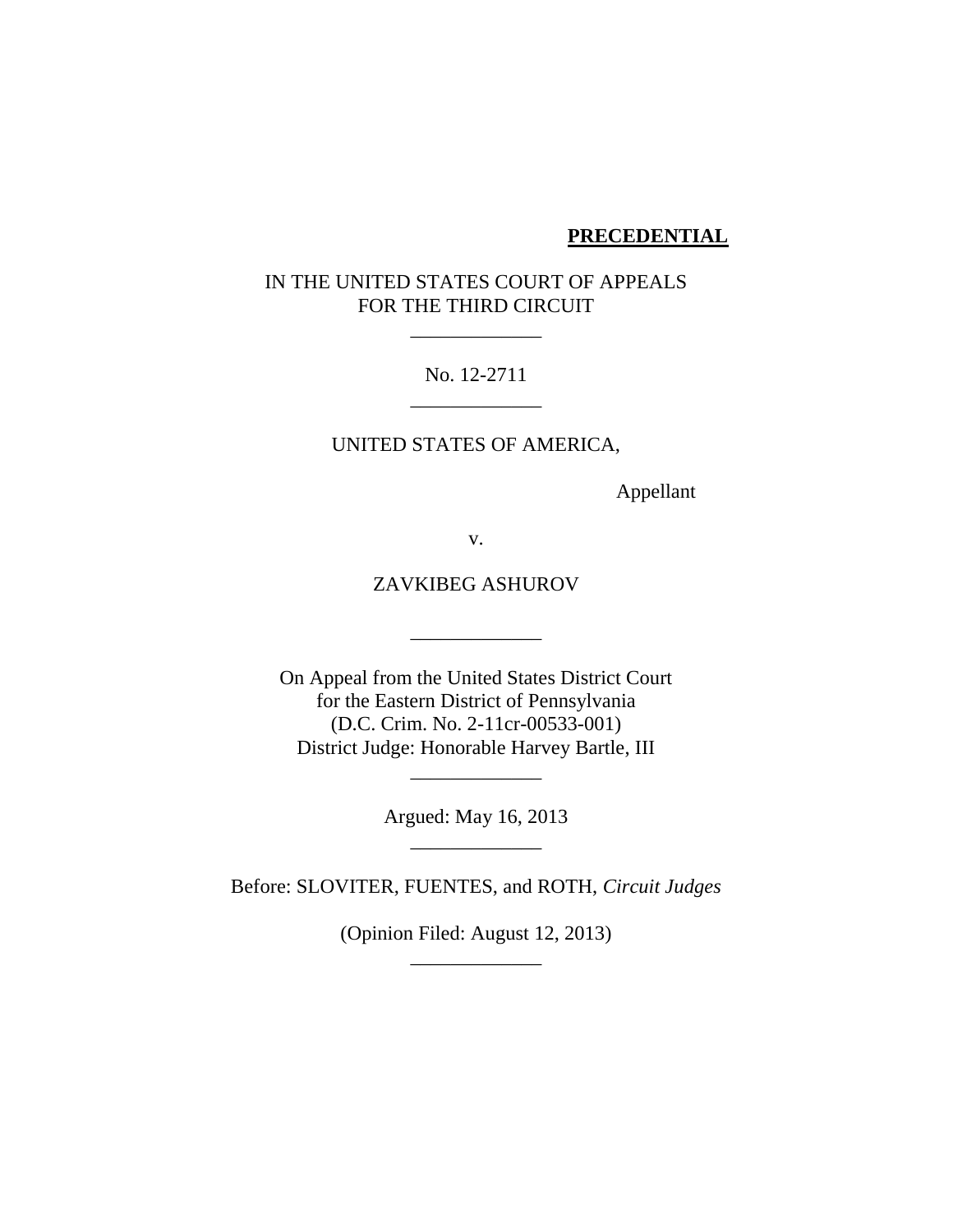**PRECEDENTIAL**

IN THE UNITED STATES COURT OF APPEALS
FOR THE THIRD CIRCUIT

_____________

No. 12-2711

_____________

UNITED STATES OF AMERICA,

Appellant

v.

ZAVKIBEG ASHUROV

_____________

On Appeal from the United States District Court
for the Eastern District of Pennsylvania
(D.C. Crim. No. 2-11cr-00533-001)
District Judge: Honorable Harvey Bartle, III

_____________

Argued: May 16, 2013

_____________

Before: SLOVITER, FUENTES, and ROTH, *Circuit Judges*

(Opinion Filed: August 12, 2013)

_____________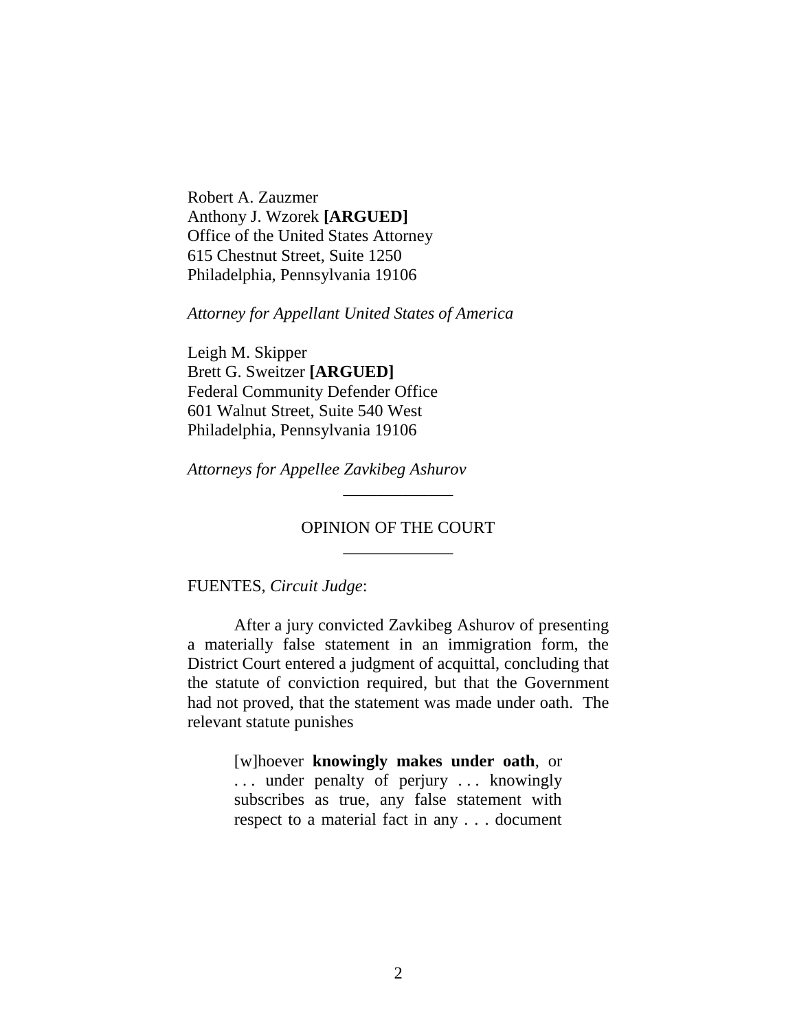Robert A. Zauzmer
Anthony J. Wzorek **[ARGUED]**
Office of the United States Attorney
615 Chestnut Street, Suite 1250
Philadelphia, Pennsylvania 19106

*Attorney for Appellant United States of America*

Leigh M. Skipper
Brett G. Sweitzer **[ARGUED]**
Federal Community Defender Office
601 Walnut Street, Suite 540 West
Philadelphia, Pennsylvania 19106

*Attorneys for Appellee Zavkibeg Ashurov*

---

OPINION OF THE COURT

---

FUENTES, *Circuit Judge*:

After a jury convicted Zavkibeg Ashurov of presenting a materially false statement in an immigration form, the District Court entered a judgment of acquittal, concluding that the statute of conviction required, but that the Government had not proved, that the statement was made under oath. The relevant statute punishes

> [w]hoever **knowingly makes under oath**, or . . . under penalty of perjury . . . knowingly subscribes as true, any false statement with respect to a material fact in any . . . document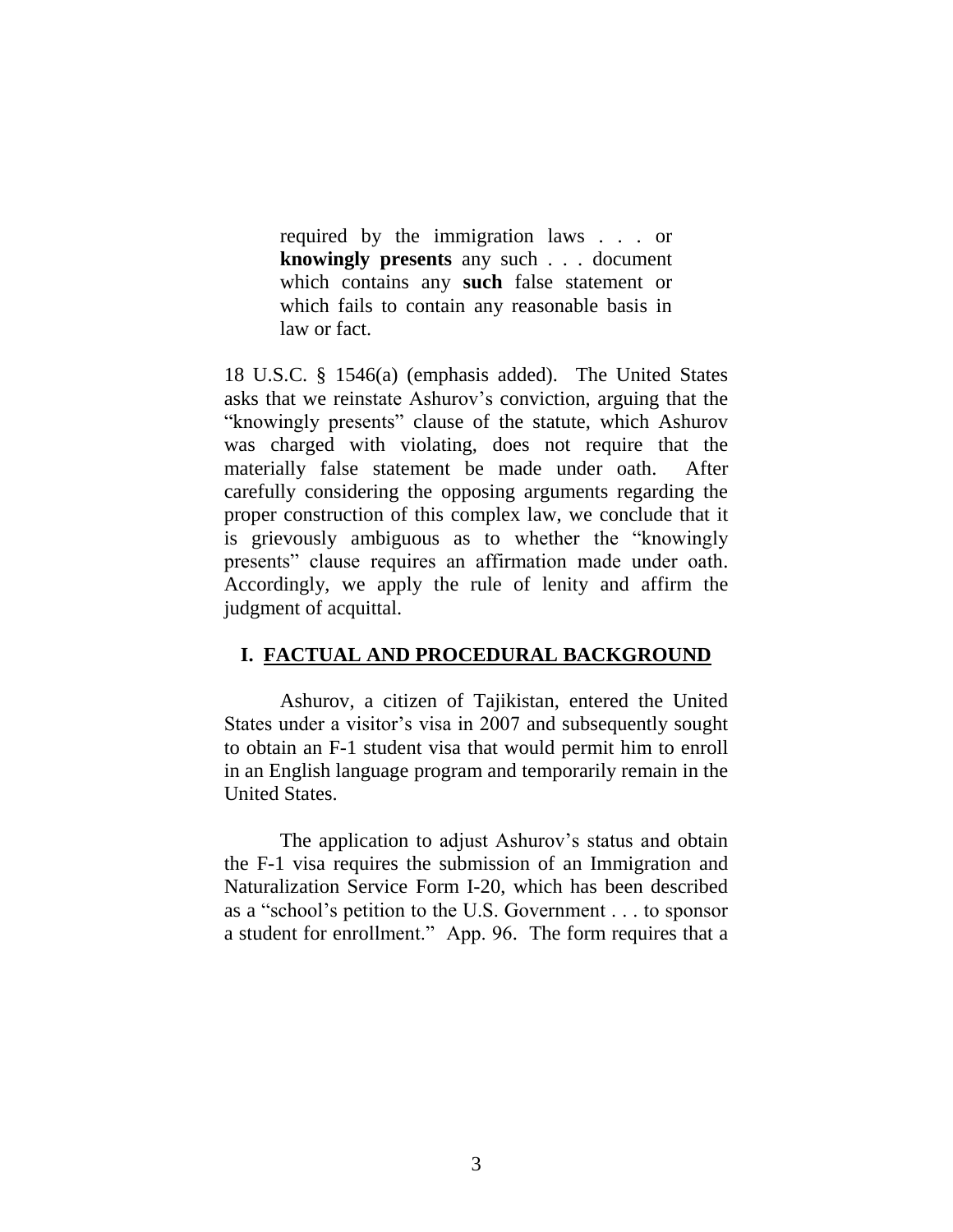> required by the immigration laws . . . or **knowingly presents** any such . . . document which contains any **such** false statement or which fails to contain any reasonable basis in law or fact.

18 U.S.C. § 1546(a) (emphasis added). The United States asks that we reinstate Ashurov's conviction, arguing that the "knowingly presents" clause of the statute, which Ashurov was charged with violating, does not require that the materially false statement be made under oath. After carefully considering the opposing arguments regarding the proper construction of this complex law, we conclude that it is grievously ambiguous as to whether the "knowingly presents" clause requires an affirmation made under oath. Accordingly, we apply the rule of lenity and affirm the judgment of acquittal.

## I. FACTUAL AND PROCEDURAL BACKGROUND

Ashurov, a citizen of Tajikistan, entered the United States under a visitor's visa in 2007 and subsequently sought to obtain an F-1 student visa that would permit him to enroll in an English language program and temporarily remain in the United States.

The application to adjust Ashurov's status and obtain the F-1 visa requires the submission of an Immigration and Naturalization Service Form I-20, which has been described as a "school's petition to the U.S. Government . . . to sponsor a student for enrollment." App. 96. The form requires that a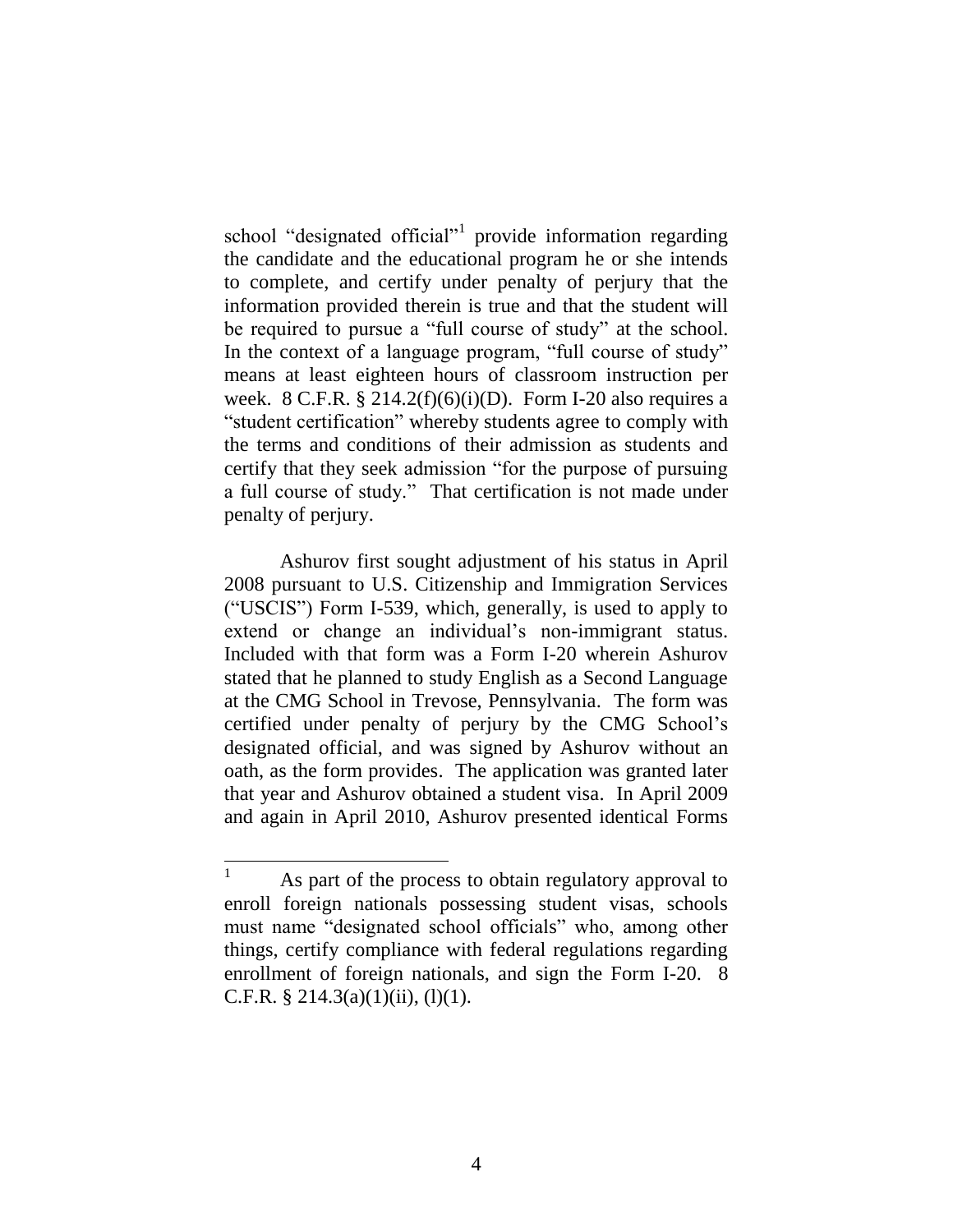school "designated official"[1] provide information regarding the candidate and the educational program he or she intends to complete, and certify under penalty of perjury that the information provided therein is true and that the student will be required to pursue a "full course of study" at the school. In the context of a language program, "full course of study" means at least eighteen hours of classroom instruction per week. 8 C.F.R. § 214.2(f)(6)(i)(D). Form I-20 also requires a "student certification" whereby students agree to comply with the terms and conditions of their admission as students and certify that they seek admission "for the purpose of pursuing a full course of study." That certification is not made under penalty of perjury.

Ashurov first sought adjustment of his status in April 2008 pursuant to U.S. Citizenship and Immigration Services ("USCIS") Form I-539, which, generally, is used to apply to extend or change an individual's non-immigrant status. Included with that form was a Form I-20 wherein Ashurov stated that he planned to study English as a Second Language at the CMG School in Trevose, Pennsylvania. The form was certified under penalty of perjury by the CMG School's designated official, and was signed by Ashurov without an oath, as the form provides. The application was granted later that year and Ashurov obtained a student visa. In April 2009 and again in April 2010, Ashurov presented identical Forms

---

[1] As part of the process to obtain regulatory approval to enroll foreign nationals possessing student visas, schools must name "designated school officials" who, among other things, certify compliance with federal regulations regarding enrollment of foreign nationals, and sign the Form I-20. 8 C.F.R. § 214.3(a)(1)(ii), (l)(1).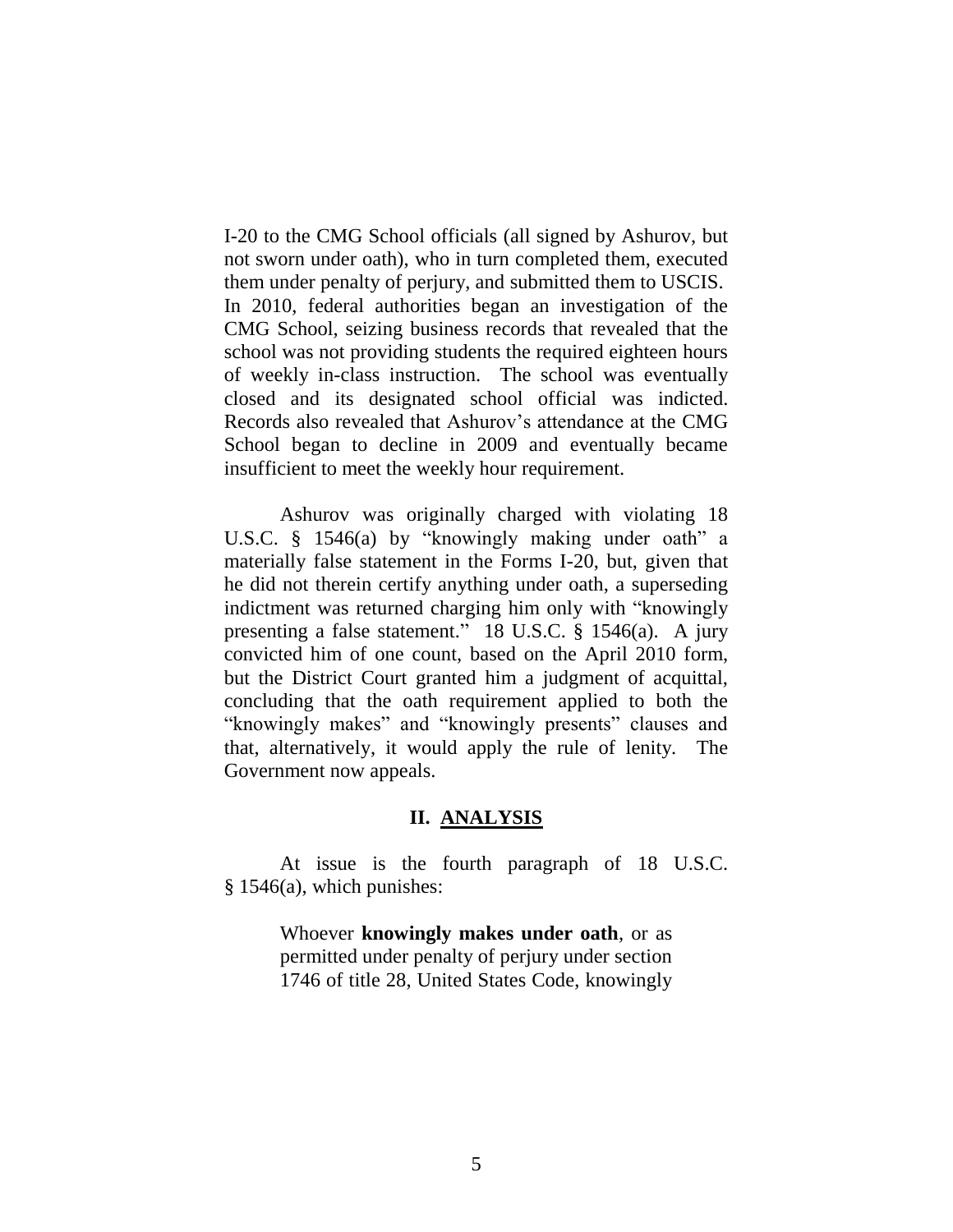I-20 to the CMG School officials (all signed by Ashurov, but not sworn under oath), who in turn completed them, executed them under penalty of perjury, and submitted them to USCIS. In 2010, federal authorities began an investigation of the CMG School, seizing business records that revealed that the school was not providing students the required eighteen hours of weekly in-class instruction. The school was eventually closed and its designated school official was indicted. Records also revealed that Ashurov's attendance at the CMG School began to decline in 2009 and eventually became insufficient to meet the weekly hour requirement.

Ashurov was originally charged with violating 18 U.S.C. § 1546(a) by "knowingly making under oath" a materially false statement in the Forms I-20, but, given that he did not therein certify anything under oath, a superseding indictment was returned charging him only with "knowingly presenting a false statement." 18 U.S.C. § 1546(a). A jury convicted him of one count, based on the April 2010 form, but the District Court granted him a judgment of acquittal, concluding that the oath requirement applied to both the "knowingly makes" and "knowingly presents" clauses and that, alternatively, it would apply the rule of lenity. The Government now appeals.

## II. ANALYSIS

At issue is the fourth paragraph of 18 U.S.C. § 1546(a), which punishes:

> Whoever **knowingly makes under oath**, or as permitted under penalty of perjury under section 1746 of title 28, United States Code, knowingly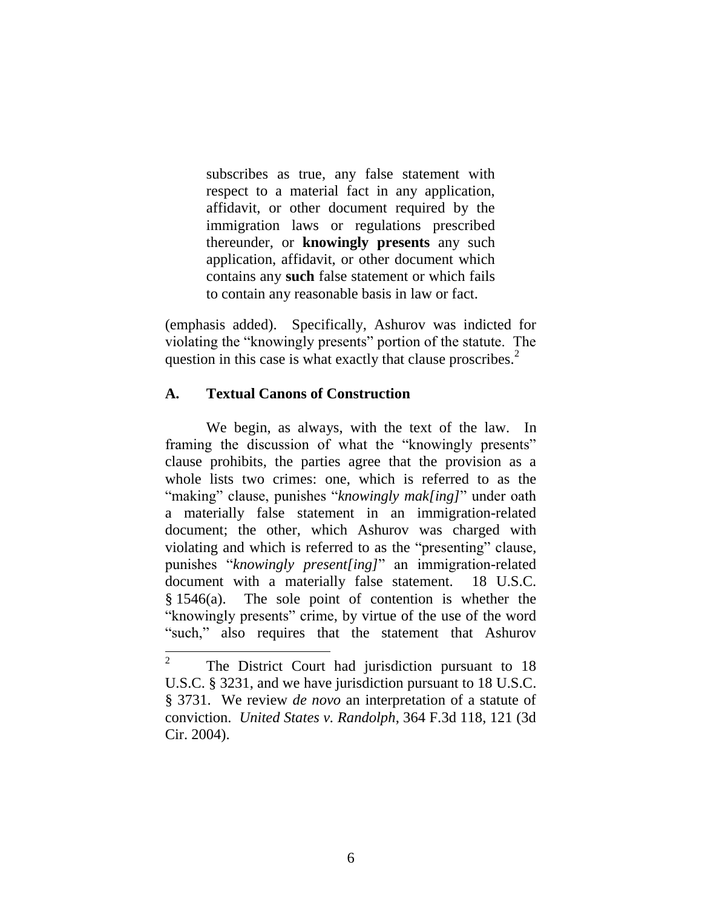> subscribes as true, any false statement with respect to a material fact in any application, affidavit, or other document required by the immigration laws or regulations prescribed thereunder, or **knowingly presents** any such application, affidavit, or other document which contains any **such** false statement or which fails to contain any reasonable basis in law or fact.

(emphasis added). Specifically, Ashurov was indicted for violating the "knowingly presents" portion of the statute. The question in this case is what exactly that clause proscribes.[2]

## A. Textual Canons of Construction

We begin, as always, with the text of the law. In framing the discussion of what the "knowingly presents" clause prohibits, the parties agree that the provision as a whole lists two crimes: one, which is referred to as the "making" clause, punishes "*knowingly mak[ing]*" under oath a materially false statement in an immigration-related document; the other, which Ashurov was charged with violating and which is referred to as the "presenting" clause, punishes "*knowingly present[ing]*" an immigration-related document with a materially false statement. 18 U.S.C. § 1546(a). The sole point of contention is whether the "knowingly presents" crime, by virtue of the use of the word "such," also requires that the statement that Ashurov

[2] The District Court had jurisdiction pursuant to 18 U.S.C. § 3231, and we have jurisdiction pursuant to 18 U.S.C. § 3731. We review *de novo* an interpretation of a statute of conviction. *United States v. Randolph*, 364 F.3d 118, 121 (3d Cir. 2004).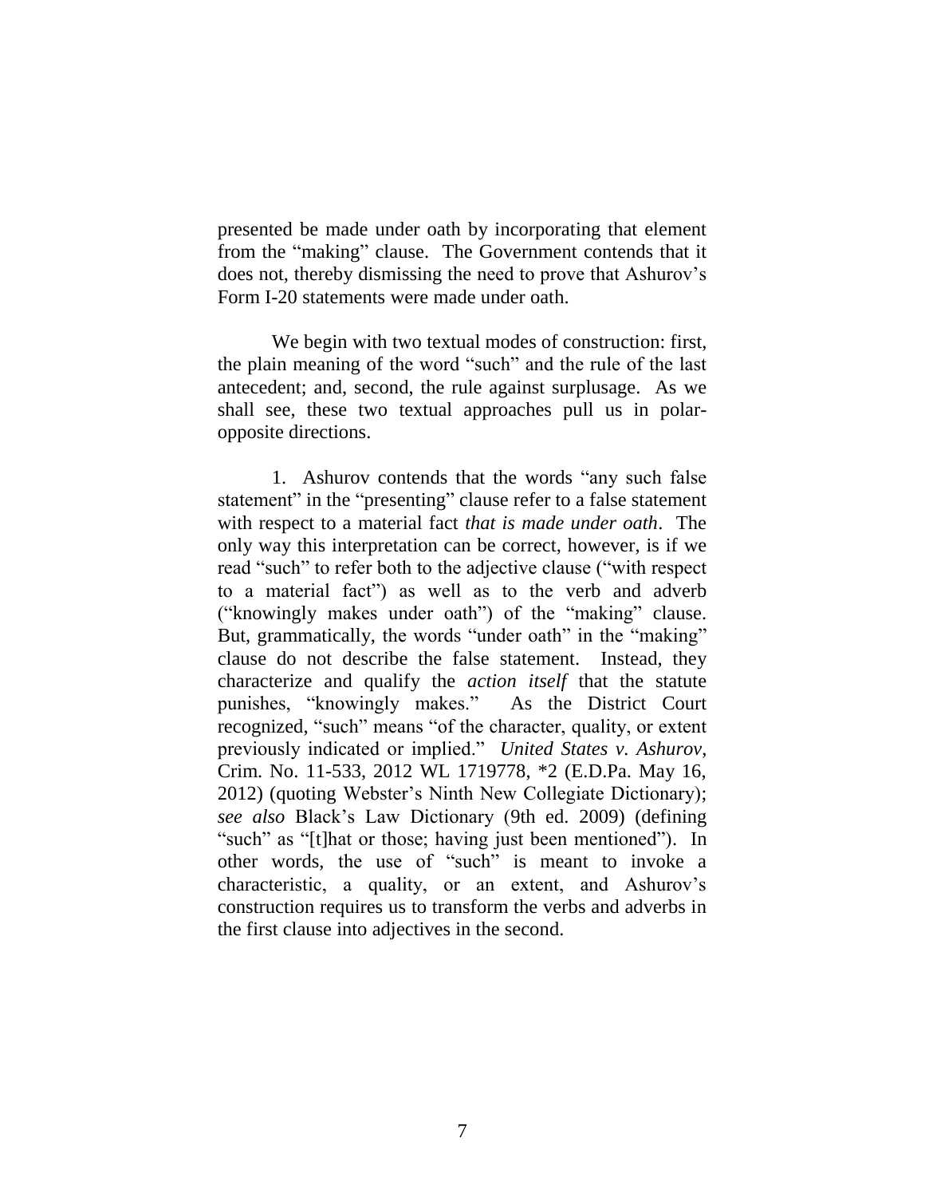presented be made under oath by incorporating that element from the "making" clause. The Government contends that it does not, thereby dismissing the need to prove that Ashurov's Form I-20 statements were made under oath.

We begin with two textual modes of construction: first, the plain meaning of the word "such" and the rule of the last antecedent; and, second, the rule against surplusage. As we shall see, these two textual approaches pull us in polar-opposite directions.

1. Ashurov contends that the words "any such false statement" in the "presenting" clause refer to a false statement with respect to a material fact *that is made under oath*. The only way this interpretation can be correct, however, is if we read "such" to refer both to the adjective clause ("with respect to a material fact") as well as to the verb and adverb ("knowingly makes under oath") of the "making" clause. But, grammatically, the words "under oath" in the "making" clause do not describe the false statement. Instead, they characterize and qualify the *action itself* that the statute punishes, "knowingly makes." As the District Court recognized, "such" means "of the character, quality, or extent previously indicated or implied." *United States v. Ashurov*, Crim. No. 11-533, 2012 WL 1719778, *2 (E.D.Pa. May 16, 2012) (quoting Webster's Ninth New Collegiate Dictionary); *see also* Black's Law Dictionary (9th ed. 2009) (defining "such" as "[t]hat or those; having just been mentioned"). In other words, the use of "such" is meant to invoke a characteristic, a quality, or an extent, and Ashurov's construction requires us to transform the verbs and adverbs in the first clause into adjectives in the second.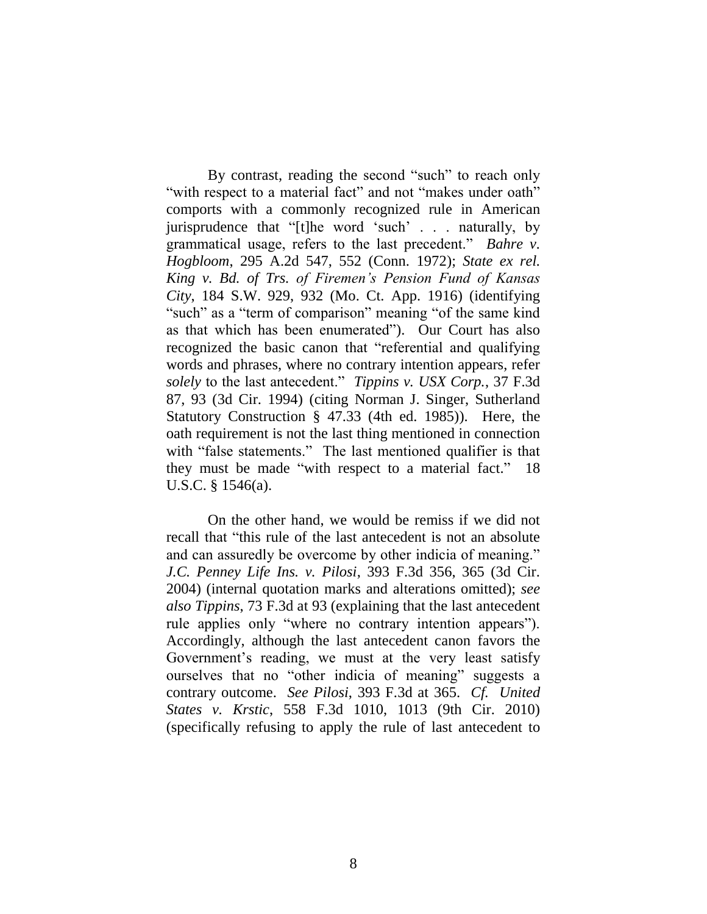By contrast, reading the second "such" to reach only "with respect to a material fact" and not "makes under oath" comports with a commonly recognized rule in American jurisprudence that "[t]he word 'such' . . . naturally, by grammatical usage, refers to the last precedent." *Bahre v. Hogbloom*, 295 A.2d 547, 552 (Conn. 1972); *State ex rel. King v. Bd. of Trs. of Firemen's Pension Fund of Kansas City*, 184 S.W. 929, 932 (Mo. Ct. App. 1916) (identifying "such" as a "term of comparison" meaning "of the same kind as that which has been enumerated"). Our Court has also recognized the basic canon that "referential and qualifying words and phrases, where no contrary intention appears, refer *solely* to the last antecedent." *Tippins v. USX Corp.*, 37 F.3d 87, 93 (3d Cir. 1994) (citing Norman J. Singer, Sutherland Statutory Construction § 47.33 (4th ed. 1985)). Here, the oath requirement is not the last thing mentioned in connection with "false statements." The last mentioned qualifier is that they must be made "with respect to a material fact." 18 U.S.C. § 1546(a).

On the other hand, we would be remiss if we did not recall that "this rule of the last antecedent is not an absolute and can assuredly be overcome by other indicia of meaning." *J.C. Penney Life Ins. v. Pilosi*, 393 F.3d 356, 365 (3d Cir. 2004) (internal quotation marks and alterations omitted); *see also Tippins*, 73 F.3d at 93 (explaining that the last antecedent rule applies only "where no contrary intention appears"). Accordingly, although the last antecedent canon favors the Government's reading, we must at the very least satisfy ourselves that no "other indicia of meaning" suggests a contrary outcome. *See Pilosi*, 393 F.3d at 365. *Cf. United States v. Krstic*, 558 F.3d 1010, 1013 (9th Cir. 2010) (specifically refusing to apply the rule of last antecedent to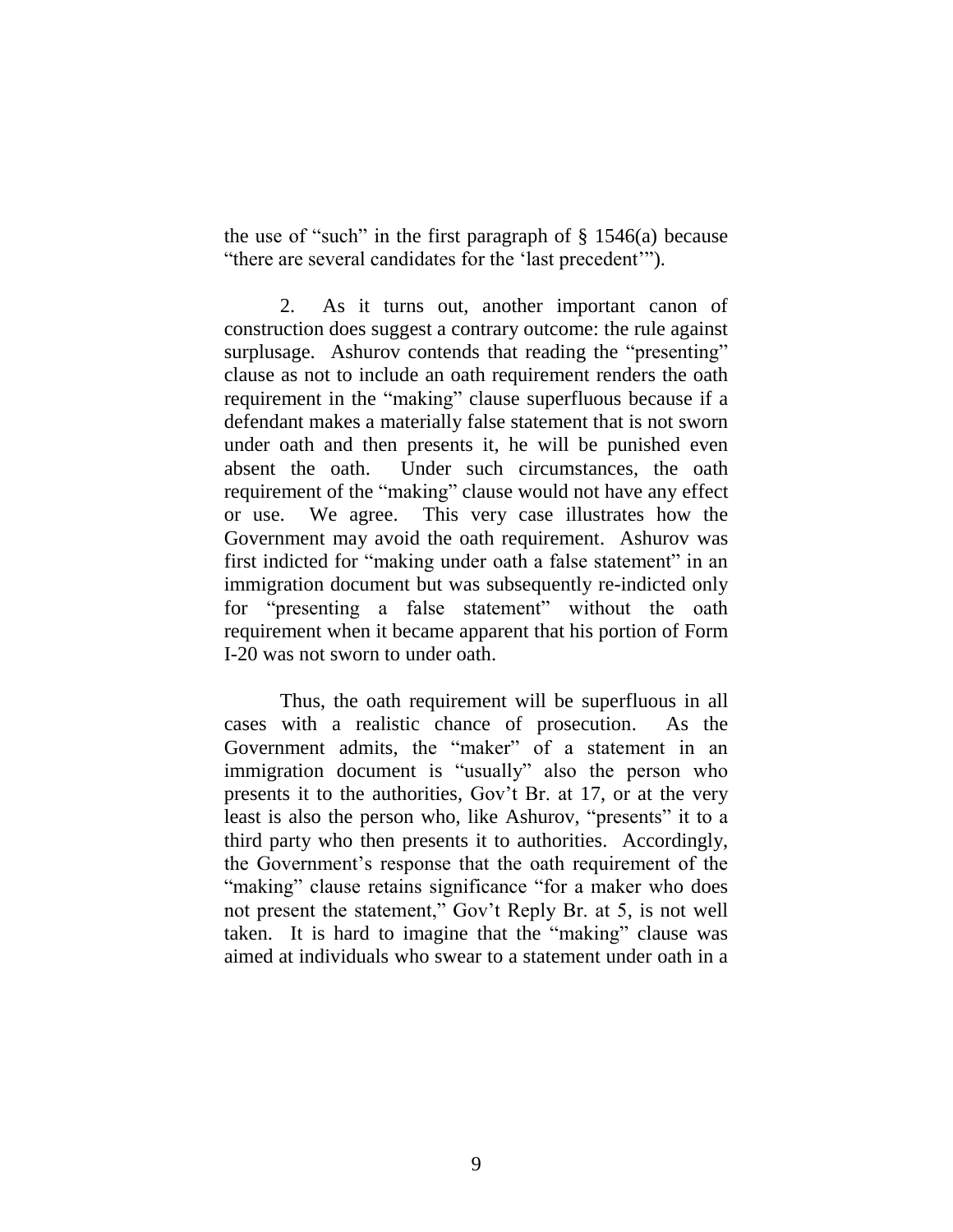the use of "such" in the first paragraph of § 1546(a) because "there are several candidates for the 'last precedent'").

2. As it turns out, another important canon of construction does suggest a contrary outcome: the rule against surplusage. Ashurov contends that reading the "presenting" clause as not to include an oath requirement renders the oath requirement in the "making" clause superfluous because if a defendant makes a materially false statement that is not sworn under oath and then presents it, he will be punished even absent the oath. Under such circumstances, the oath requirement of the "making" clause would not have any effect or use. We agree. This very case illustrates how the Government may avoid the oath requirement. Ashurov was first indicted for "making under oath a false statement" in an immigration document but was subsequently re-indicted only for "presenting a false statement" without the oath requirement when it became apparent that his portion of Form I-20 was not sworn to under oath.

Thus, the oath requirement will be superfluous in all cases with a realistic chance of prosecution. As the Government admits, the "maker" of a statement in an immigration document is "usually" also the person who presents it to the authorities, Gov't Br. at 17, or at the very least is also the person who, like Ashurov, "presents" it to a third party who then presents it to authorities. Accordingly, the Government's response that the oath requirement of the "making" clause retains significance "for a maker who does not present the statement," Gov't Reply Br. at 5, is not well taken. It is hard to imagine that the "making" clause was aimed at individuals who swear to a statement under oath in a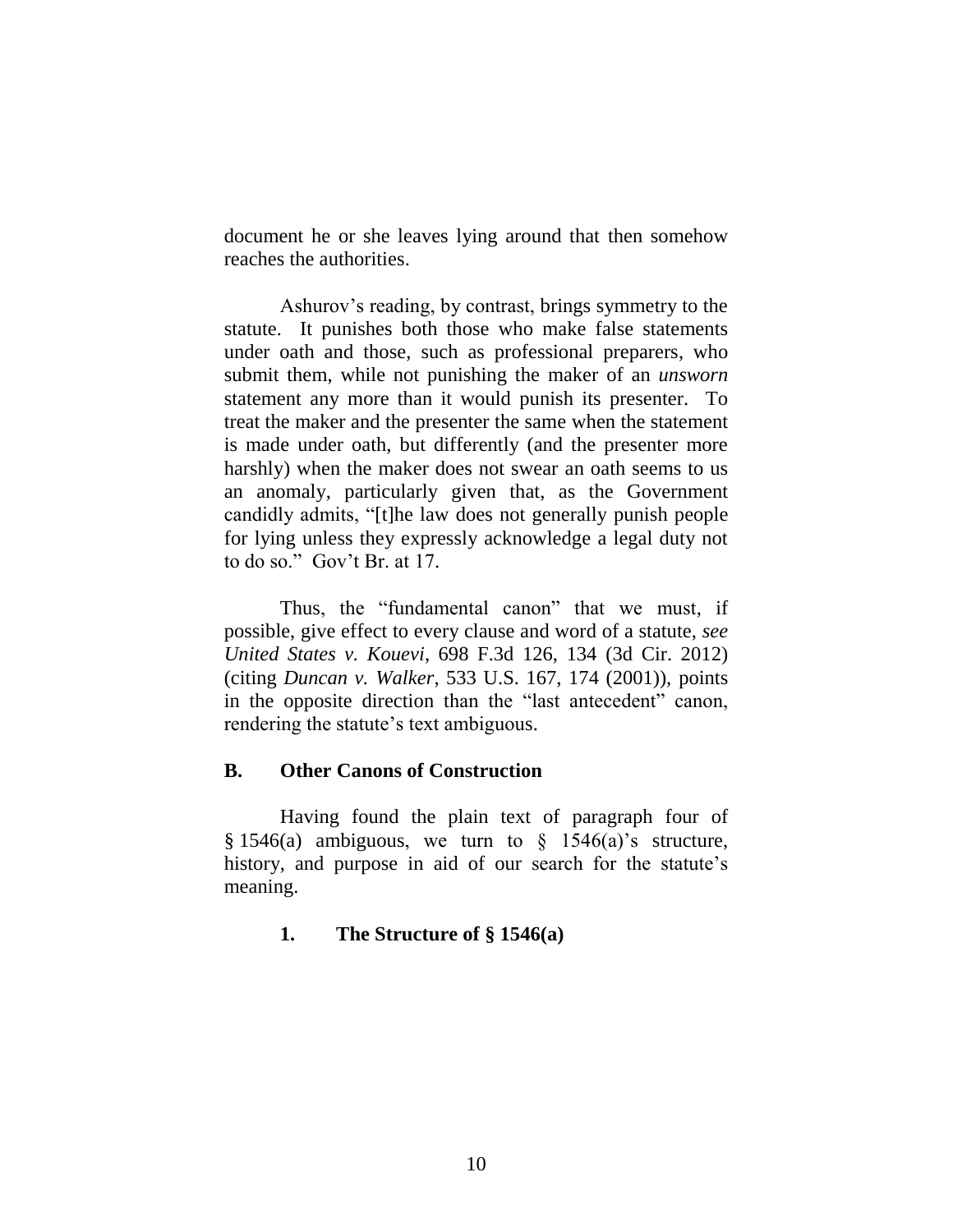document he or she leaves lying around that then somehow reaches the authorities.

Ashurov's reading, by contrast, brings symmetry to the statute. It punishes both those who make false statements under oath and those, such as professional preparers, who submit them, while not punishing the maker of an *unsworn* statement any more than it would punish its presenter. To treat the maker and the presenter the same when the statement is made under oath, but differently (and the presenter more harshly) when the maker does not swear an oath seems to us an anomaly, particularly given that, as the Government candidly admits, "[t]he law does not generally punish people for lying unless they expressly acknowledge a legal duty not to do so." Gov't Br. at 17.

Thus, the "fundamental canon" that we must, if possible, give effect to every clause and word of a statute, *see United States v. Kouevi*, 698 F.3d 126, 134 (3d Cir. 2012) (citing *Duncan v. Walker*, 533 U.S. 167, 174 (2001)), points in the opposite direction than the "last antecedent" canon, rendering the statute's text ambiguous.

## B. Other Canons of Construction

Having found the plain text of paragraph four of § 1546(a) ambiguous, we turn to § 1546(a)'s structure, history, and purpose in aid of our search for the statute's meaning.

### 1. The Structure of § 1546(a)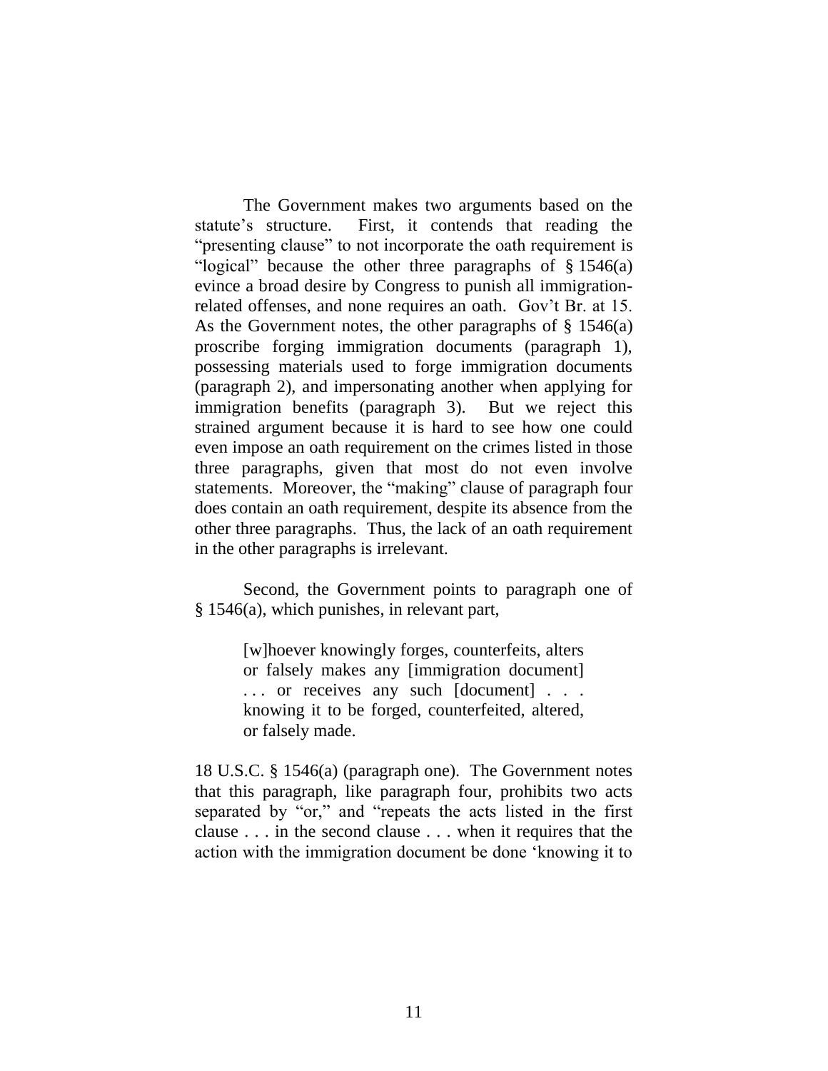The Government makes two arguments based on the statute's structure. First, it contends that reading the "presenting clause" to not incorporate the oath requirement is "logical" because the other three paragraphs of § 1546(a) evince a broad desire by Congress to punish all immigration-related offenses, and none requires an oath. Gov't Br. at 15. As the Government notes, the other paragraphs of § 1546(a) proscribe forging immigration documents (paragraph 1), possessing materials used to forge immigration documents (paragraph 2), and impersonating another when applying for immigration benefits (paragraph 3). But we reject this strained argument because it is hard to see how one could even impose an oath requirement on the crimes listed in those three paragraphs, given that most do not even involve statements. Moreover, the "making" clause of paragraph four does contain an oath requirement, despite its absence from the other three paragraphs. Thus, the lack of an oath requirement in the other paragraphs is irrelevant.

Second, the Government points to paragraph one of § 1546(a), which punishes, in relevant part,

> [w]hoever knowingly forges, counterfeits, alters or falsely makes any [immigration document] . . . or receives any such [document] . . . knowing it to be forged, counterfeited, altered, or falsely made.

18 U.S.C. § 1546(a) (paragraph one). The Government notes that this paragraph, like paragraph four, prohibits two acts separated by "or," and "repeats the acts listed in the first clause . . . in the second clause . . . when it requires that the action with the immigration document be done 'knowing it to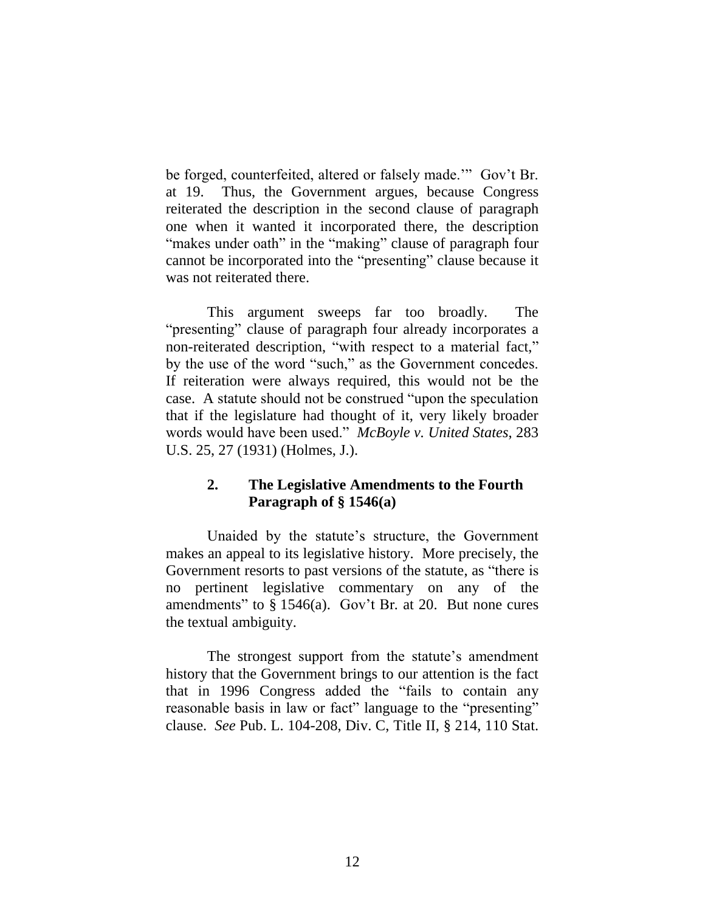be forged, counterfeited, altered or falsely made.'" Gov't Br. at 19. Thus, the Government argues, because Congress reiterated the description in the second clause of paragraph one when it wanted it incorporated there, the description "makes under oath" in the "making" clause of paragraph four cannot be incorporated into the "presenting" clause because it was not reiterated there.

This argument sweeps far too broadly. The "presenting" clause of paragraph four already incorporates a non-reiterated description, "with respect to a material fact," by the use of the word "such," as the Government concedes. If reiteration were always required, this would not be the case. A statute should not be construed "upon the speculation that if the legislature had thought of it, very likely broader words would have been used." *McBoyle v. United States*, 283 U.S. 25, 27 (1931) (Holmes, J.).

### 2. The Legislative Amendments to the Fourth Paragraph of § 1546(a)

Unaided by the statute's structure, the Government makes an appeal to its legislative history. More precisely, the Government resorts to past versions of the statute, as "there is no pertinent legislative commentary on any of the amendments" to § 1546(a). Gov't Br. at 20. But none cures the textual ambiguity.

The strongest support from the statute's amendment history that the Government brings to our attention is the fact that in 1996 Congress added the "fails to contain any reasonable basis in law or fact" language to the "presenting" clause. *See* Pub. L. 104-208, Div. C, Title II, § 214, 110 Stat.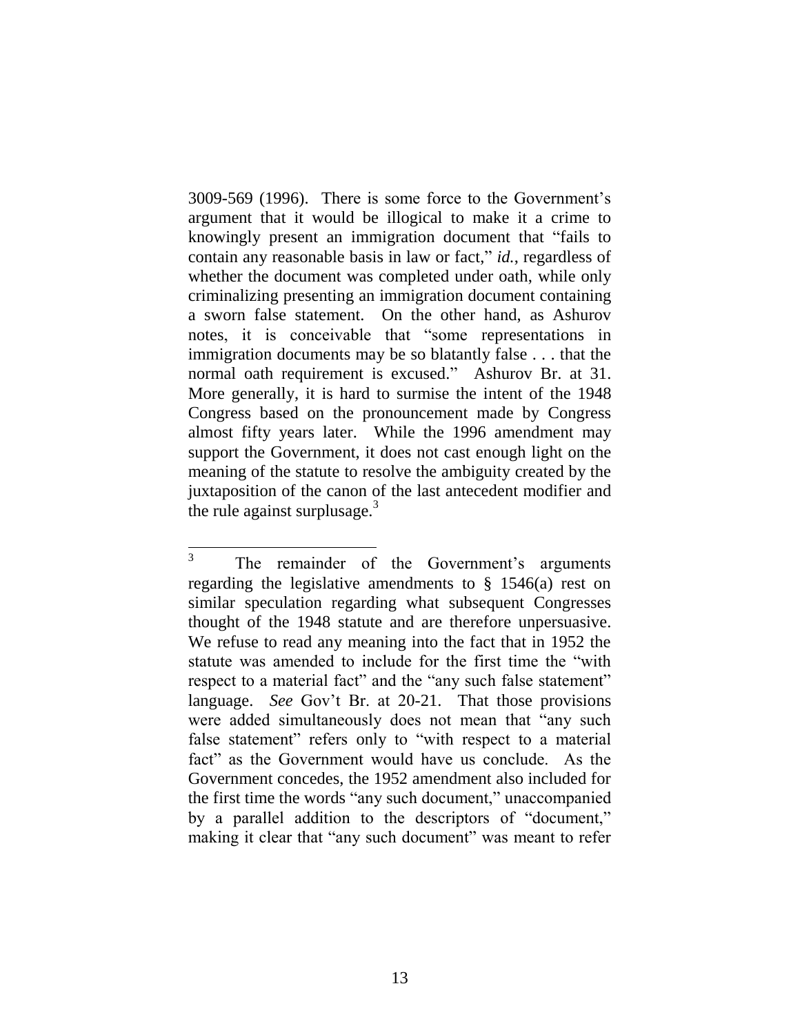3009-569 (1996). There is some force to the Government's argument that it would be illogical to make it a crime to knowingly present an immigration document that "fails to contain any reasonable basis in law or fact," *id.*, regardless of whether the document was completed under oath, while only criminalizing presenting an immigration document containing a sworn false statement. On the other hand, as Ashurov notes, it is conceivable that "some representations in immigration documents may be so blatantly false . . . that the normal oath requirement is excused." Ashurov Br. at 31. More generally, it is hard to surmise the intent of the 1948 Congress based on the pronouncement made by Congress almost fifty years later. While the 1996 amendment may support the Government, it does not cast enough light on the meaning of the statute to resolve the ambiguity created by the juxtaposition of the canon of the last antecedent modifier and the rule against surplusage.[3]

---

[3] The remainder of the Government's arguments regarding the legislative amendments to § 1546(a) rest on similar speculation regarding what subsequent Congresses thought of the 1948 statute and are therefore unpersuasive. We refuse to read any meaning into the fact that in 1952 the statute was amended to include for the first time the "with respect to a material fact" and the "any such false statement" language. *See* Gov't Br. at 20-21. That those provisions were added simultaneously does not mean that "any such false statement" refers only to "with respect to a material fact" as the Government would have us conclude. As the Government concedes, the 1952 amendment also included for the first time the words "any such document," unaccompanied by a parallel addition to the descriptors of "document," making it clear that "any such document" was meant to refer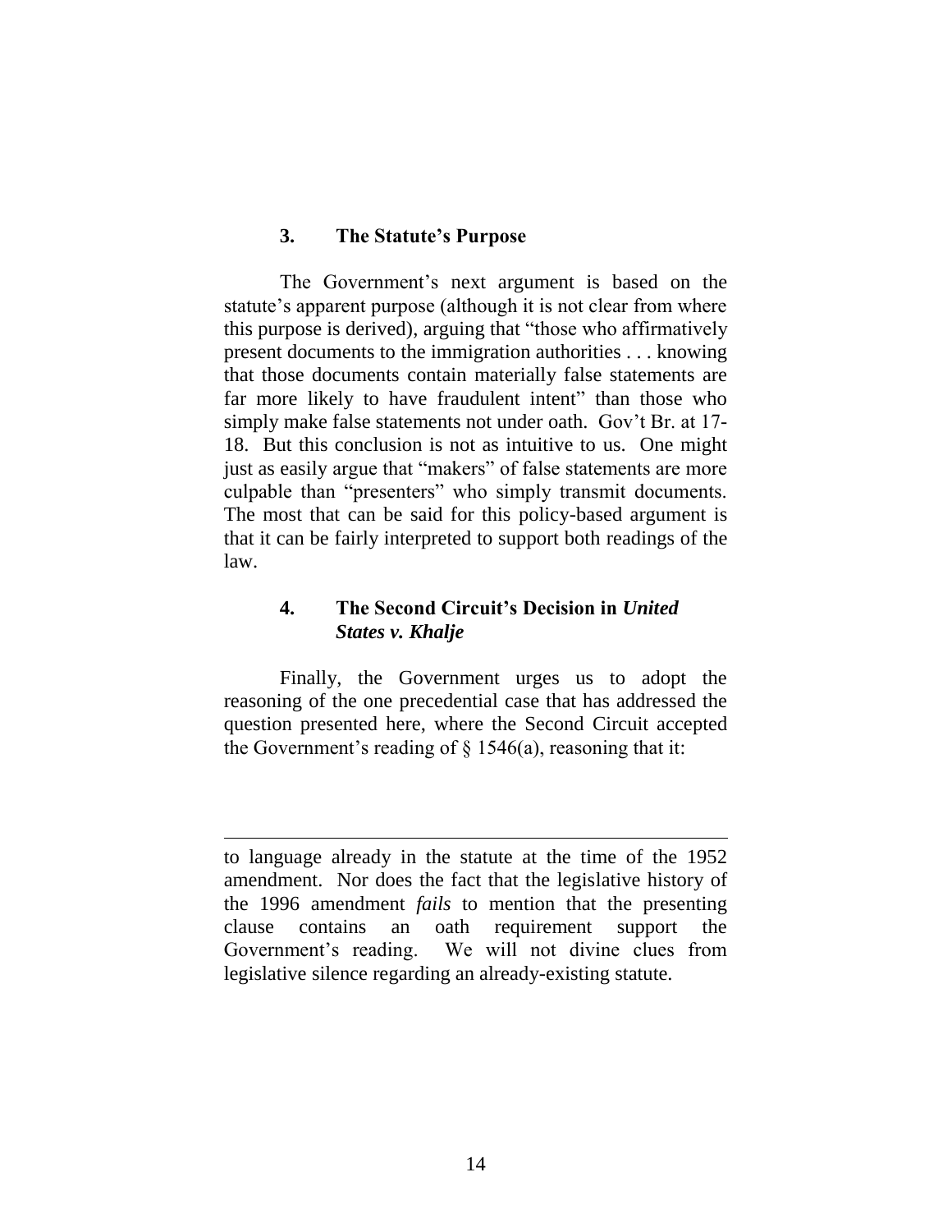### 3. The Statute's Purpose

The Government's next argument is based on the statute's apparent purpose (although it is not clear from where this purpose is derived), arguing that "those who affirmatively present documents to the immigration authorities . . . knowing that those documents contain materially false statements are far more likely to have fraudulent intent" than those who simply make false statements not under oath. Gov't Br. at 17-18. But this conclusion is not as intuitive to us. One might just as easily argue that "makers" of false statements are more culpable than "presenters" who simply transmit documents. The most that can be said for this policy-based argument is that it can be fairly interpreted to support both readings of the law.

### 4. The Second Circuit's Decision in *United States v. Khalje*

Finally, the Government urges us to adopt the reasoning of the one precedential case that has addressed the question presented here, where the Second Circuit accepted the Government's reading of § 1546(a), reasoning that it:

---

to language already in the statute at the time of the 1952 amendment. Nor does the fact that the legislative history of the 1996 amendment *fails* to mention that the presenting clause contains an oath requirement support the Government's reading. We will not divine clues from legislative silence regarding an already-existing statute.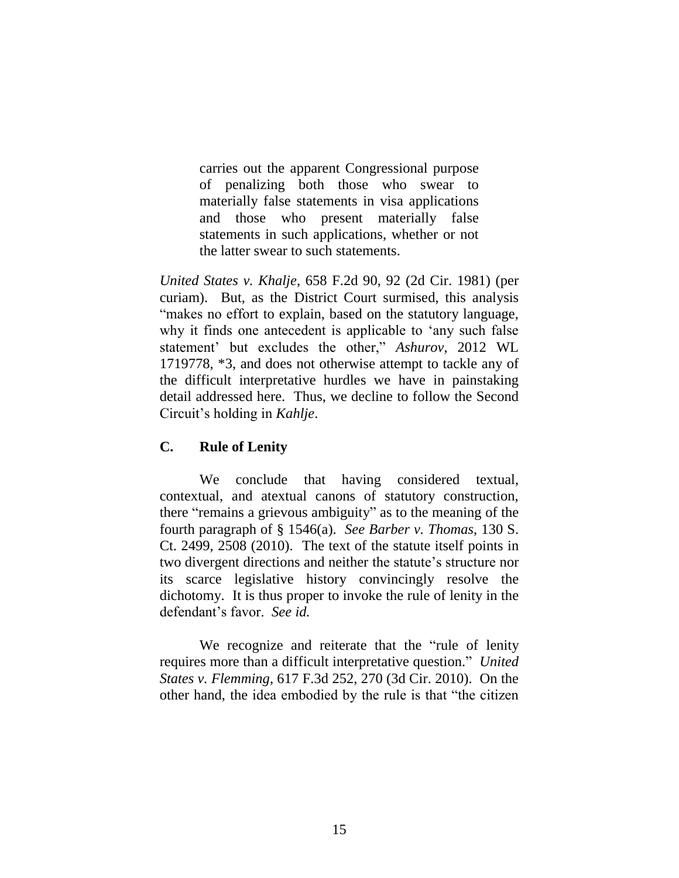> carries out the apparent Congressional purpose of penalizing both those who swear to materially false statements in visa applications and those who present materially false statements in such applications, whether or not the latter swear to such statements.

*United States v. Khalje*, 658 F.2d 90, 92 (2d Cir. 1981) (per curiam). But, as the District Court surmised, this analysis "makes no effort to explain, based on the statutory language, why it finds one antecedent is applicable to 'any such false statement' but excludes the other," *Ashurov*, 2012 WL 1719778, *3, and does not otherwise attempt to tackle any of the difficult interpretative hurdles we have in painstaking detail addressed here. Thus, we decline to follow the Second Circuit's holding in *Kahlje*.

### C. Rule of Lenity

We conclude that having considered textual, contextual, and atextual canons of statutory construction, there "remains a grievous ambiguity" as to the meaning of the fourth paragraph of § 1546(a). *See Barber v. Thomas*, 130 S. Ct. 2499, 2508 (2010). The text of the statute itself points in two divergent directions and neither the statute's structure nor its scarce legislative history convincingly resolve the dichotomy. It is thus proper to invoke the rule of lenity in the defendant's favor. *See id.*

We recognize and reiterate that the "rule of lenity requires more than a difficult interpretative question." *United States v. Flemming*, 617 F.3d 252, 270 (3d Cir. 2010). On the other hand, the idea embodied by the rule is that "the citizen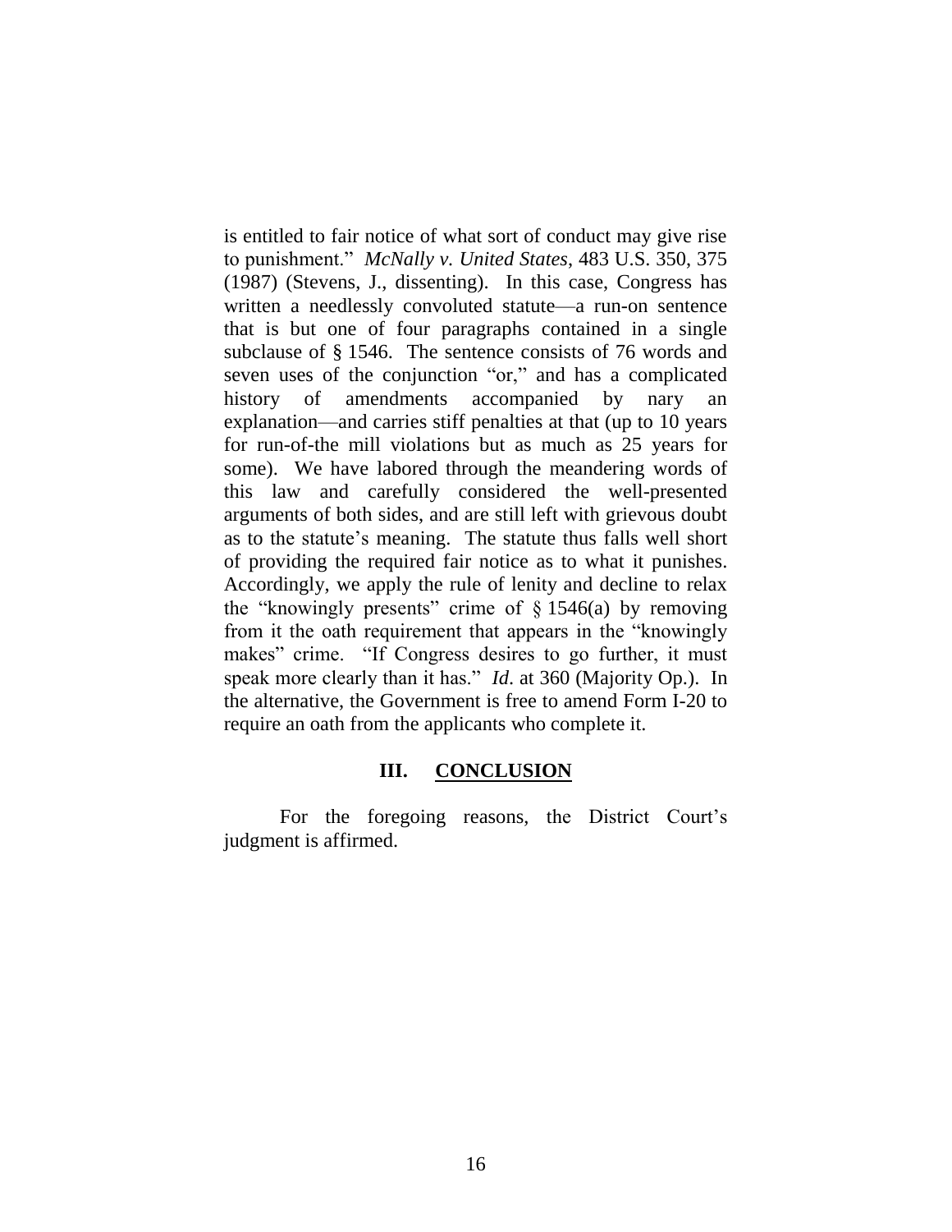is entitled to fair notice of what sort of conduct may give rise to punishment." *McNally v. United States*, 483 U.S. 350, 375 (1987) (Stevens, J., dissenting). In this case, Congress has written a needlessly convoluted statute—a run-on sentence that is but one of four paragraphs contained in a single subclause of § 1546. The sentence consists of 76 words and seven uses of the conjunction "or," and has a complicated history of amendments accompanied by nary an explanation—and carries stiff penalties at that (up to 10 years for run-of-the mill violations but as much as 25 years for some). We have labored through the meandering words of this law and carefully considered the well-presented arguments of both sides, and are still left with grievous doubt as to the statute's meaning. The statute thus falls well short of providing the required fair notice as to what it punishes. Accordingly, we apply the rule of lenity and decline to relax the "knowingly presents" crime of § 1546(a) by removing from it the oath requirement that appears in the "knowingly makes" crime. "If Congress desires to go further, it must speak more clearly than it has." *Id.* at 360 (Majority Op.). In the alternative, the Government is free to amend Form I-20 to require an oath from the applicants who complete it.

## III. CONCLUSION

For the foregoing reasons, the District Court's judgment is affirmed.